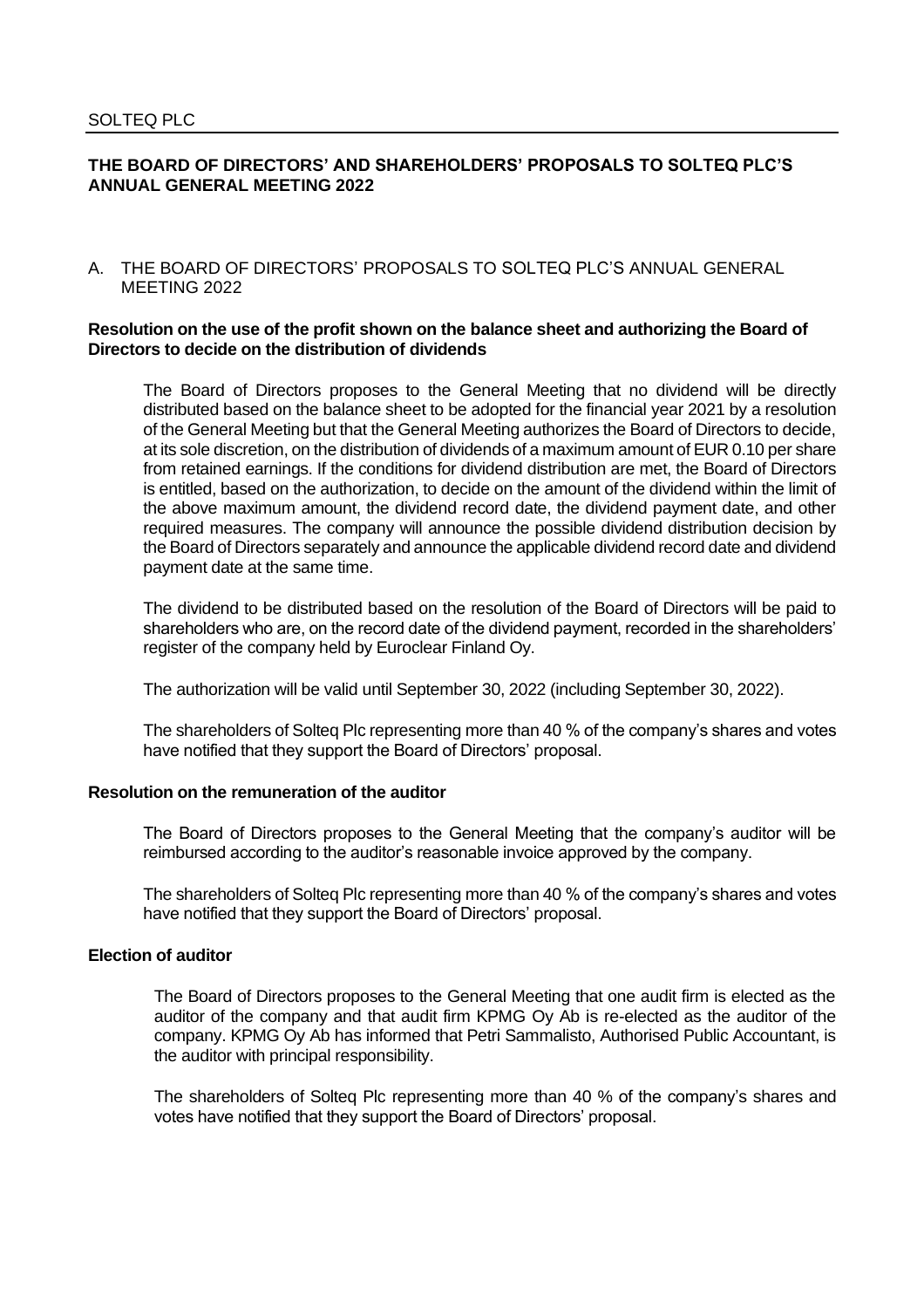SOLTEQ PLC

# THE BOARD OF DIRECTORS' AND SHAREHOLDERS' PROPOSALS TO SOLTEQ PLC'S ANNUAL GENERAL MEETING 2022

## A. THE BOARD OF DIRECTORS' PROPOSALS TO SOLTEQ PLC'S ANNUAL GENERAL MEETING 2022

### Resolution on the use of the profit shown on the balance sheet and authorizing the Board of Directors to decide on the distribution of dividends

The Board of Directors proposes to the General Meeting that no dividend will be directly distributed based on the balance sheet to be adopted for the financial year 2021 by a resolution of the General Meeting but that the General Meeting authorizes the Board of Directors to decide, at its sole discretion, on the distribution of dividends of a maximum amount of EUR 0.10 per share from retained earnings. If the conditions for dividend distribution are met, the Board of Directors is entitled, based on the authorization, to decide on the amount of the dividend within the limit of the above maximum amount, the dividend record date, the dividend payment date, and other required measures. The company will announce the possible dividend distribution decision by the Board of Directors separately and announce the applicable dividend record date and dividend payment date at the same time.

The dividend to be distributed based on the resolution of the Board of Directors will be paid to shareholders who are, on the record date of the dividend payment, recorded in the shareholders' register of the company held by Euroclear Finland Oy.

The authorization will be valid until September 30, 2022 (including September 30, 2022).

The shareholders of Solteq Plc representing more than 40 % of the company's shares and votes have notified that they support the Board of Directors' proposal.

### Resolution on the remuneration of the auditor

The Board of Directors proposes to the General Meeting that the company's auditor will be reimbursed according to the auditor's reasonable invoice approved by the company.

The shareholders of Solteq Plc representing more than 40 % of the company's shares and votes have notified that they support the Board of Directors' proposal.

### Election of auditor

The Board of Directors proposes to the General Meeting that one audit firm is elected as the auditor of the company and that audit firm KPMG Oy Ab is re-elected as the auditor of the company. KPMG Oy Ab has informed that Petri Sammalisto, Authorised Public Accountant, is the auditor with principal responsibility.

The shareholders of Solteq Plc representing more than 40 % of the company's shares and votes have notified that they support the Board of Directors' proposal.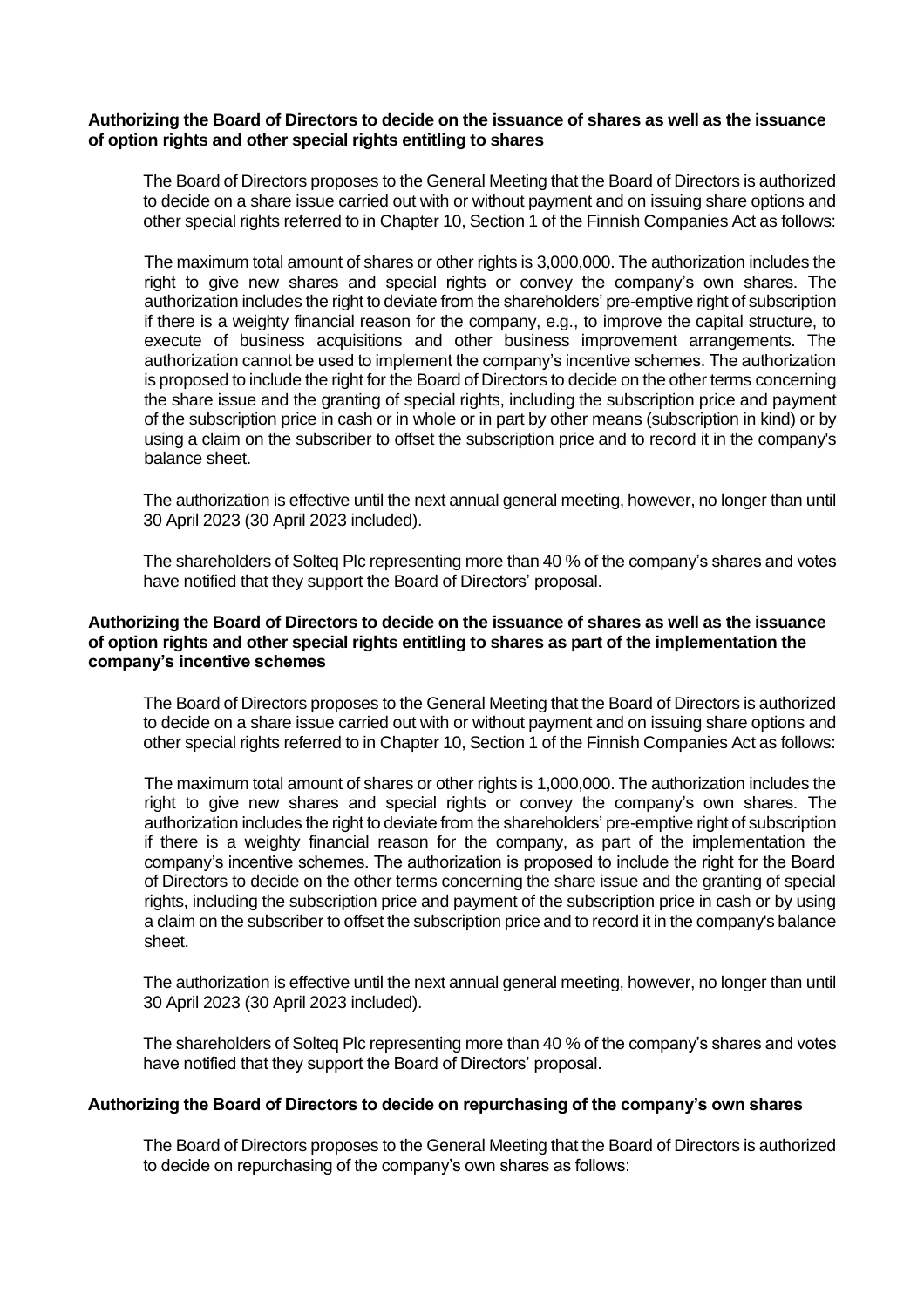**Authorizing the Board of Directors to decide on the issuance of shares as well as the issuance of option rights and other special rights entitling to shares**

The Board of Directors proposes to the General Meeting that the Board of Directors is authorized to decide on a share issue carried out with or without payment and on issuing share options and other special rights referred to in Chapter 10, Section 1 of the Finnish Companies Act as follows:

The maximum total amount of shares or other rights is 3,000,000. The authorization includes the right to give new shares and special rights or convey the company's own shares. The authorization includes the right to deviate from the shareholders' pre-emptive right of subscription if there is a weighty financial reason for the company, e.g., to improve the capital structure, to execute of business acquisitions and other business improvement arrangements. The authorization cannot be used to implement the company's incentive schemes. The authorization is proposed to include the right for the Board of Directors to decide on the other terms concerning the share issue and the granting of special rights, including the subscription price and payment of the subscription price in cash or in whole or in part by other means (subscription in kind) or by using a claim on the subscriber to offset the subscription price and to record it in the company's balance sheet.

The authorization is effective until the next annual general meeting, however, no longer than until 30 April 2023 (30 April 2023 included).

The shareholders of Solteq Plc representing more than 40 % of the company's shares and votes have notified that they support the Board of Directors' proposal.

**Authorizing the Board of Directors to decide on the issuance of shares as well as the issuance of option rights and other special rights entitling to shares as part of the implementation the company's incentive schemes**

The Board of Directors proposes to the General Meeting that the Board of Directors is authorized to decide on a share issue carried out with or without payment and on issuing share options and other special rights referred to in Chapter 10, Section 1 of the Finnish Companies Act as follows:

The maximum total amount of shares or other rights is 1,000,000. The authorization includes the right to give new shares and special rights or convey the company's own shares. The authorization includes the right to deviate from the shareholders' pre-emptive right of subscription if there is a weighty financial reason for the company, as part of the implementation the company's incentive schemes. The authorization is proposed to include the right for the Board of Directors to decide on the other terms concerning the share issue and the granting of special rights, including the subscription price and payment of the subscription price in cash or by using a claim on the subscriber to offset the subscription price and to record it in the company's balance sheet.

The authorization is effective until the next annual general meeting, however, no longer than until 30 April 2023 (30 April 2023 included).

The shareholders of Solteq Plc representing more than 40 % of the company's shares and votes have notified that they support the Board of Directors' proposal.

**Authorizing the Board of Directors to decide on repurchasing of the company's own shares**

The Board of Directors proposes to the General Meeting that the Board of Directors is authorized to decide on repurchasing of the company's own shares as follows: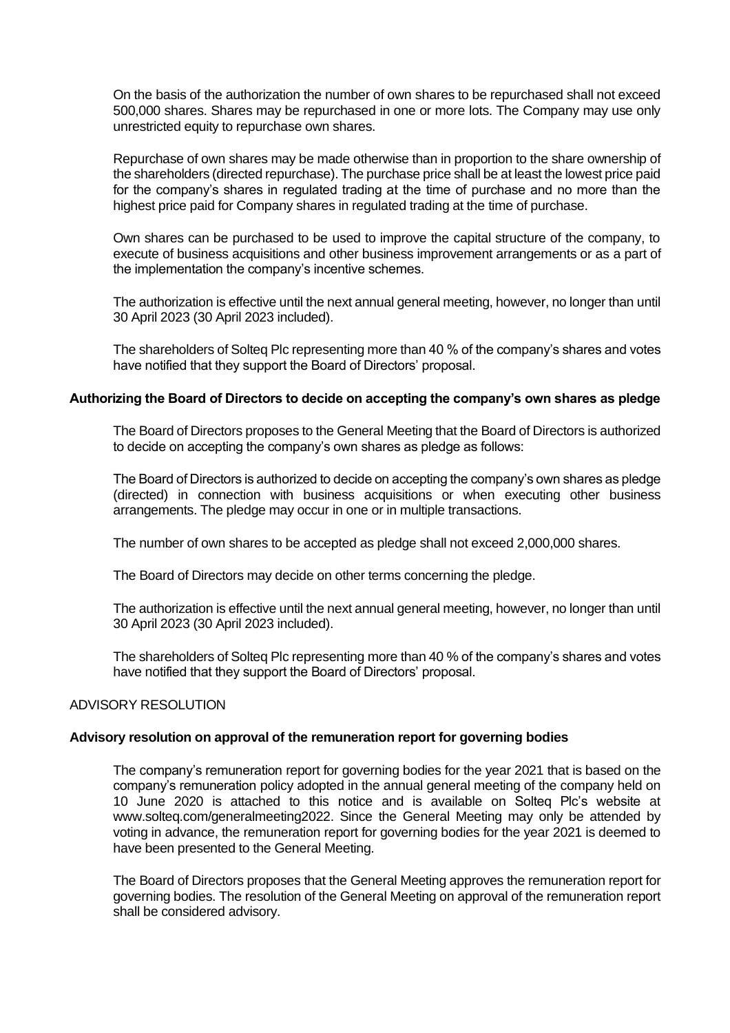On the basis of the authorization the number of own shares to be repurchased shall not exceed 500,000 shares. Shares may be repurchased in one or more lots. The Company may use only unrestricted equity to repurchase own shares.

Repurchase of own shares may be made otherwise than in proportion to the share ownership of the shareholders (directed repurchase). The purchase price shall be at least the lowest price paid for the company's shares in regulated trading at the time of purchase and no more than the highest price paid for Company shares in regulated trading at the time of purchase.

Own shares can be purchased to be used to improve the capital structure of the company, to execute of business acquisitions and other business improvement arrangements or as a part of the implementation the company's incentive schemes.

The authorization is effective until the next annual general meeting, however, no longer than until 30 April 2023 (30 April 2023 included).

The shareholders of Solteq Plc representing more than 40 % of the company's shares and votes have notified that they support the Board of Directors' proposal.

**Authorizing the Board of Directors to decide on accepting the company's own shares as pledge**

The Board of Directors proposes to the General Meeting that the Board of Directors is authorized to decide on accepting the company's own shares as pledge as follows:

The Board of Directors is authorized to decide on accepting the company's own shares as pledge (directed) in connection with business acquisitions or when executing other business arrangements. The pledge may occur in one or in multiple transactions.

The number of own shares to be accepted as pledge shall not exceed 2,000,000 shares.

The Board of Directors may decide on other terms concerning the pledge.

The authorization is effective until the next annual general meeting, however, no longer than until 30 April 2023 (30 April 2023 included).

The shareholders of Solteq Plc representing more than 40 % of the company's shares and votes have notified that they support the Board of Directors' proposal.

ADVISORY RESOLUTION

**Advisory resolution on approval of the remuneration report for governing bodies**

The company's remuneration report for governing bodies for the year 2021 that is based on the company's remuneration policy adopted in the annual general meeting of the company held on 10 June 2020 is attached to this notice and is available on Solteq Plc's website at www.solteq.com/generalmeeting2022. Since the General Meeting may only be attended by voting in advance, the remuneration report for governing bodies for the year 2021 is deemed to have been presented to the General Meeting.

The Board of Directors proposes that the General Meeting approves the remuneration report for governing bodies. The resolution of the General Meeting on approval of the remuneration report shall be considered advisory.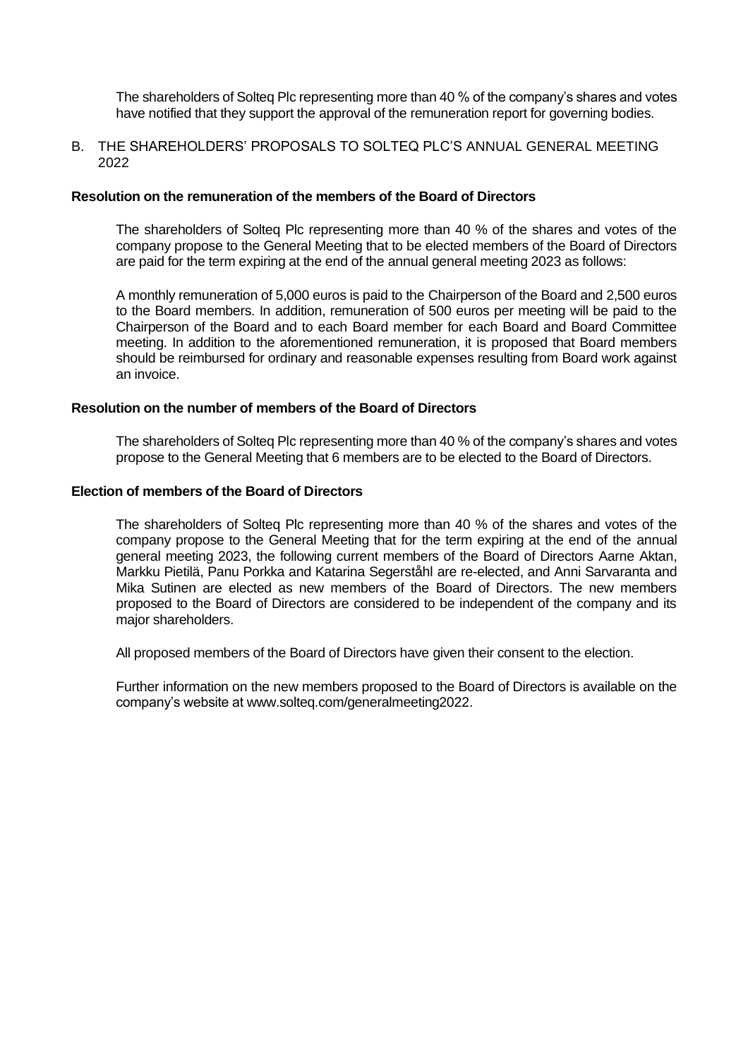The shareholders of Solteq Plc representing more than 40 % of the company's shares and votes have notified that they support the approval of the remuneration report for governing bodies.

## B. THE SHAREHOLDERS' PROPOSALS TO SOLTEQ PLC'S ANNUAL GENERAL MEETING 2022

**Resolution on the remuneration of the members of the Board of Directors**

The shareholders of Solteq Plc representing more than 40 % of the shares and votes of the company propose to the General Meeting that to be elected members of the Board of Directors are paid for the term expiring at the end of the annual general meeting 2023 as follows:

A monthly remuneration of 5,000 euros is paid to the Chairperson of the Board and 2,500 euros to the Board members. In addition, remuneration of 500 euros per meeting will be paid to the Chairperson of the Board and to each Board member for each Board and Board Committee meeting. In addition to the aforementioned remuneration, it is proposed that Board members should be reimbursed for ordinary and reasonable expenses resulting from Board work against an invoice.

**Resolution on the number of members of the Board of Directors**

The shareholders of Solteq Plc representing more than 40 % of the company's shares and votes propose to the General Meeting that 6 members are to be elected to the Board of Directors.

**Election of members of the Board of Directors**

The shareholders of Solteq Plc representing more than 40 % of the shares and votes of the company propose to the General Meeting that for the term expiring at the end of the annual general meeting 2023, the following current members of the Board of Directors Aarne Aktan, Markku Pietilä, Panu Porkka and Katarina Segerståhl are re-elected, and Anni Sarvaranta and Mika Sutinen are elected as new members of the Board of Directors. The new members proposed to the Board of Directors are considered to be independent of the company and its major shareholders.

All proposed members of the Board of Directors have given their consent to the election.

Further information on the new members proposed to the Board of Directors is available on the company's website at www.solteq.com/generalmeeting2022.